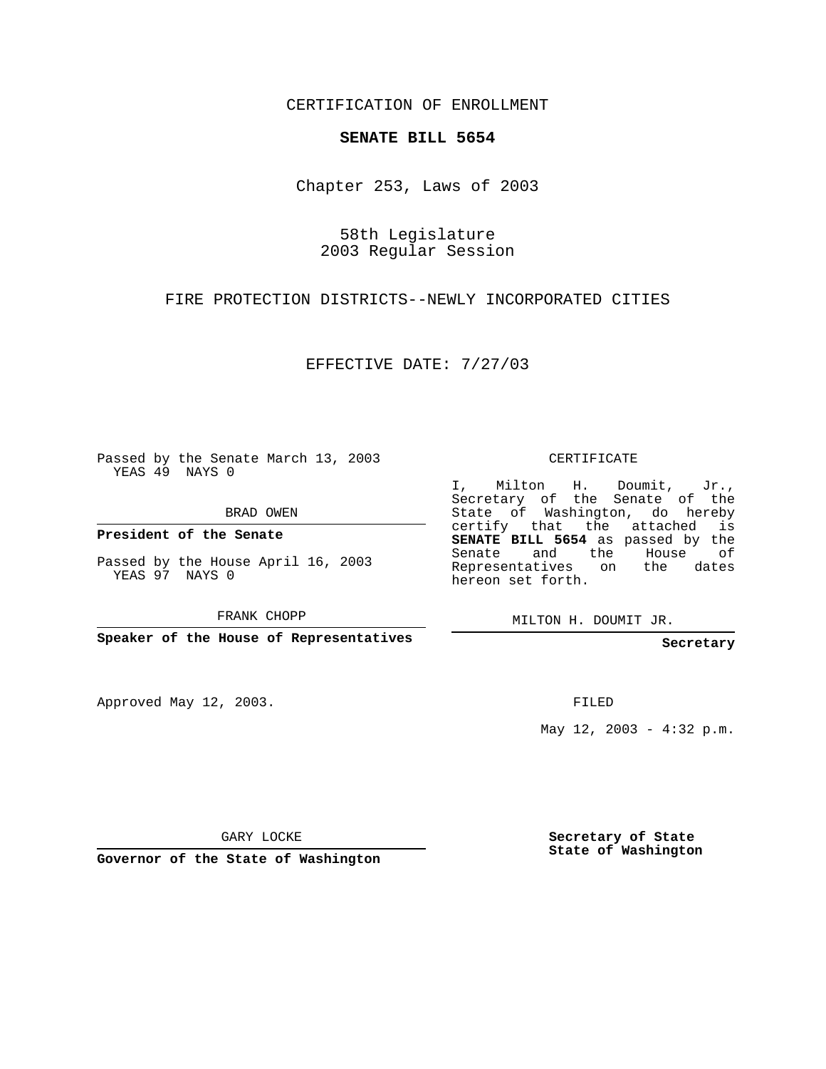CERTIFICATION OF ENROLLMENT

**SENATE BILL 5654**

Chapter 253, Laws of 2003

58th Legislature
2003 Regular Session

FIRE PROTECTION DISTRICTS--NEWLY INCORPORATED CITIES

EFFECTIVE DATE: 7/27/03

Passed by the Senate March 13, 2003
YEAS 49 NAYS 0

BRAD OWEN

**President of the Senate**

Passed by the House April 16, 2003
YEAS 97 NAYS 0

FRANK CHOPP

**Speaker of the House of Representatives**

Approved May 12, 2003.

GARY LOCKE

**Governor of the State of Washington**

CERTIFICATE

I, Milton H. Doumit, Jr., Secretary of the Senate of the State of Washington, do hereby certify that the attached is **SENATE BILL 5654** as passed by the Senate and the House of Representatives on the dates hereon set forth.

MILTON H. DOUMIT JR.

**Secretary**

FILED

May 12, 2003 - 4:32 p.m.

**Secretary of State**
**State of Washington**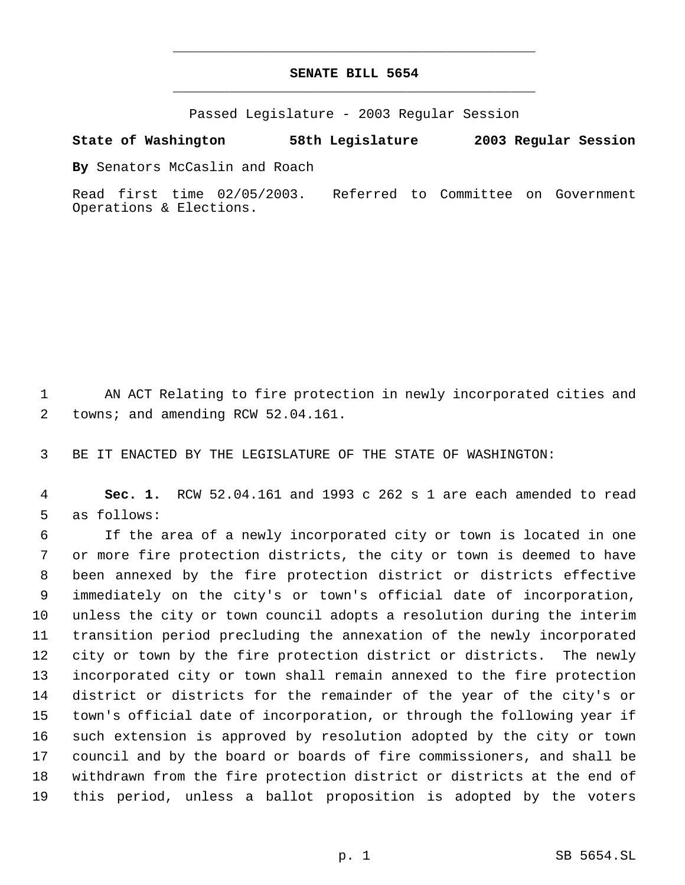# SENATE BILL 5654

Passed Legislature - 2003 Regular Session

**State of Washington 58th Legislature 2003 Regular Session**

**By** Senators McCaslin and Roach

Read first time 02/05/2003. Referred to Committee on Government Operations & Elections.

1 AN ACT Relating to fire protection in newly incorporated cities and
2 towns; and amending RCW 52.04.161.

3 BE IT ENACTED BY THE LEGISLATURE OF THE STATE OF WASHINGTON:

4 **Sec. 1.** RCW 52.04.161 and 1993 c 262 s 1 are each amended to read
5 as follows:

6 If the area of a newly incorporated city or town is located in one
7 or more fire protection districts, the city or town is deemed to have
8 been annexed by the fire protection district or districts effective
9 immediately on the city's or town's official date of incorporation,
10 unless the city or town council adopts a resolution during the interim
11 transition period precluding the annexation of the newly incorporated
12 city or town by the fire protection district or districts. The newly
13 incorporated city or town shall remain annexed to the fire protection
14 district or districts for the remainder of the year of the city's or
15 town's official date of incorporation, or through the following year if
16 such extension is approved by resolution adopted by the city or town
17 council and by the board or boards of fire commissioners, and shall be
18 withdrawn from the fire protection district or districts at the end of
19 this period, unless a ballot proposition is adopted by the voters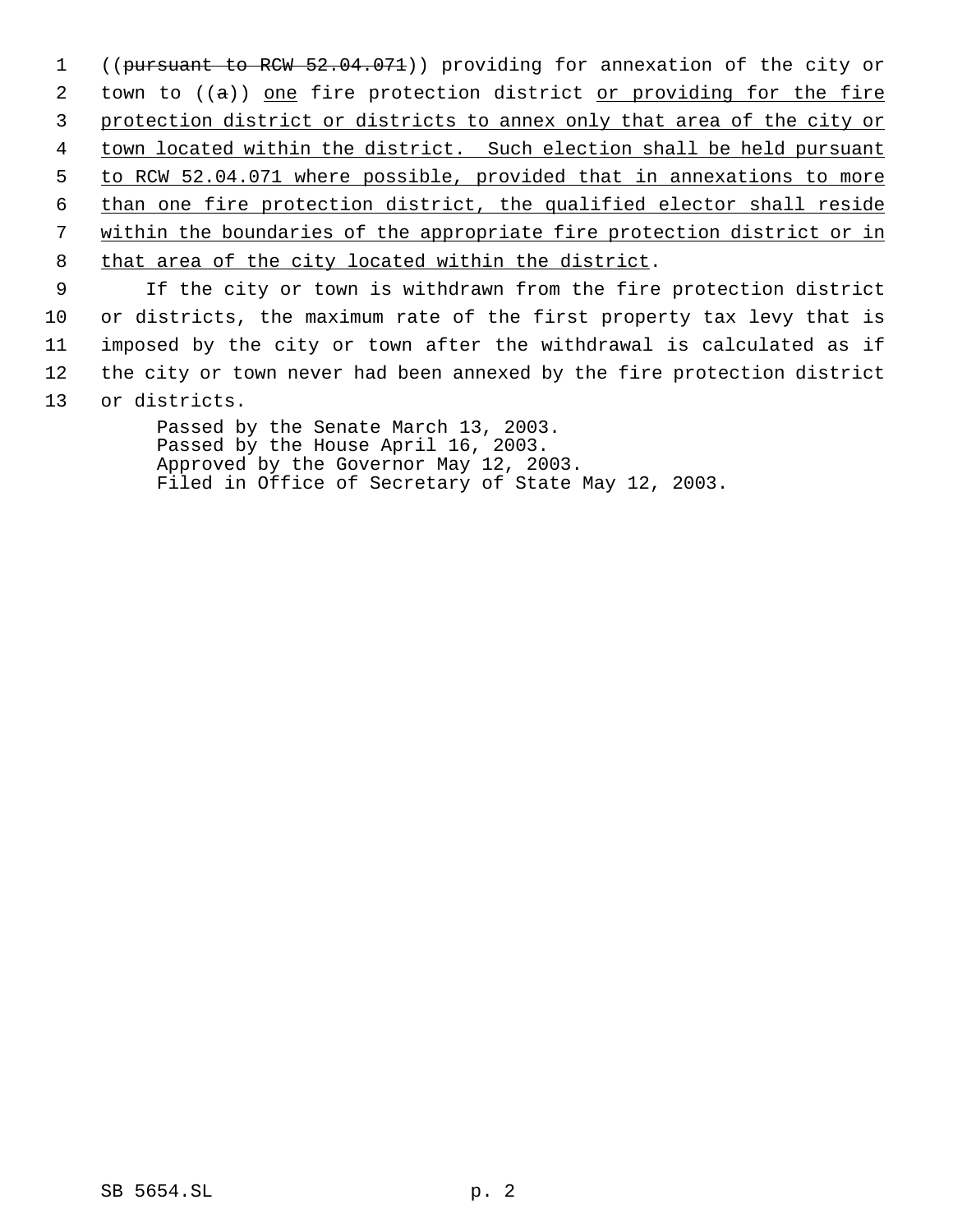((~~pursuant to RCW 52.04.071~~)) providing for annexation of the city or town to ((~~a~~)) <u>one</u> fire protection district <u>or providing for the fire protection district or districts to annex only that area of the city or town located within the district. Such election shall be held pursuant to RCW 52.04.071 where possible, provided that in annexations to more than one fire protection district, the qualified elector shall reside within the boundaries of the appropriate fire protection district or in that area of the city located within the district</u>.

If the city or town is withdrawn from the fire protection district or districts, the maximum rate of the first property tax levy that is imposed by the city or town after the withdrawal is calculated as if the city or town never had been annexed by the fire protection district or districts.

Passed by the Senate March 13, 2003.
Passed by the House April 16, 2003.
Approved by the Governor May 12, 2003.
Filed in Office of Secretary of State May 12, 2003.